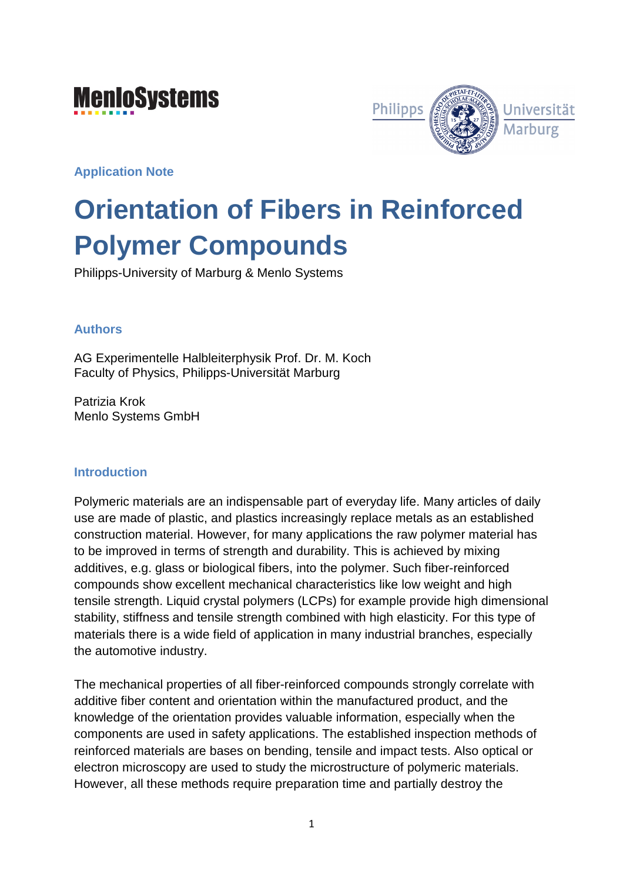Application Note

# Orientation of Fibers in Reinforced Polymer Compounds

Philipps-University of Marburg & Menlo Systems

## Authors

AG Experimentelle Halbleiterphysik Prof. Dr. M. Koch
Faculty of Physics, Philipps-Universität Marburg

Patrizia Krok
Menlo Systems GmbH

## Introduction

Polymeric materials are an indispensable part of everyday life. Many articles of daily use are made of plastic, and plastics increasingly replace metals as an established construction material. However, for many applications the raw polymer material has to be improved in terms of strength and durability. This is achieved by mixing additives, e.g. glass or biological fibers, into the polymer. Such fiber-reinforced compounds show excellent mechanical characteristics like low weight and high tensile strength. Liquid crystal polymers (LCPs) for example provide high dimensional stability, stiffness and tensile strength combined with high elasticity. For this type of materials there is a wide field of application in many industrial branches, especially the automotive industry.

The mechanical properties of all fiber-reinforced compounds strongly correlate with additive fiber content and orientation within the manufactured product, and the knowledge of the orientation provides valuable information, especially when the components are used in safety applications. The established inspection methods of reinforced materials are bases on bending, tensile and impact tests. Also optical or electron microscopy are used to study the microstructure of polymeric materials. However, all these methods require preparation time and partially destroy the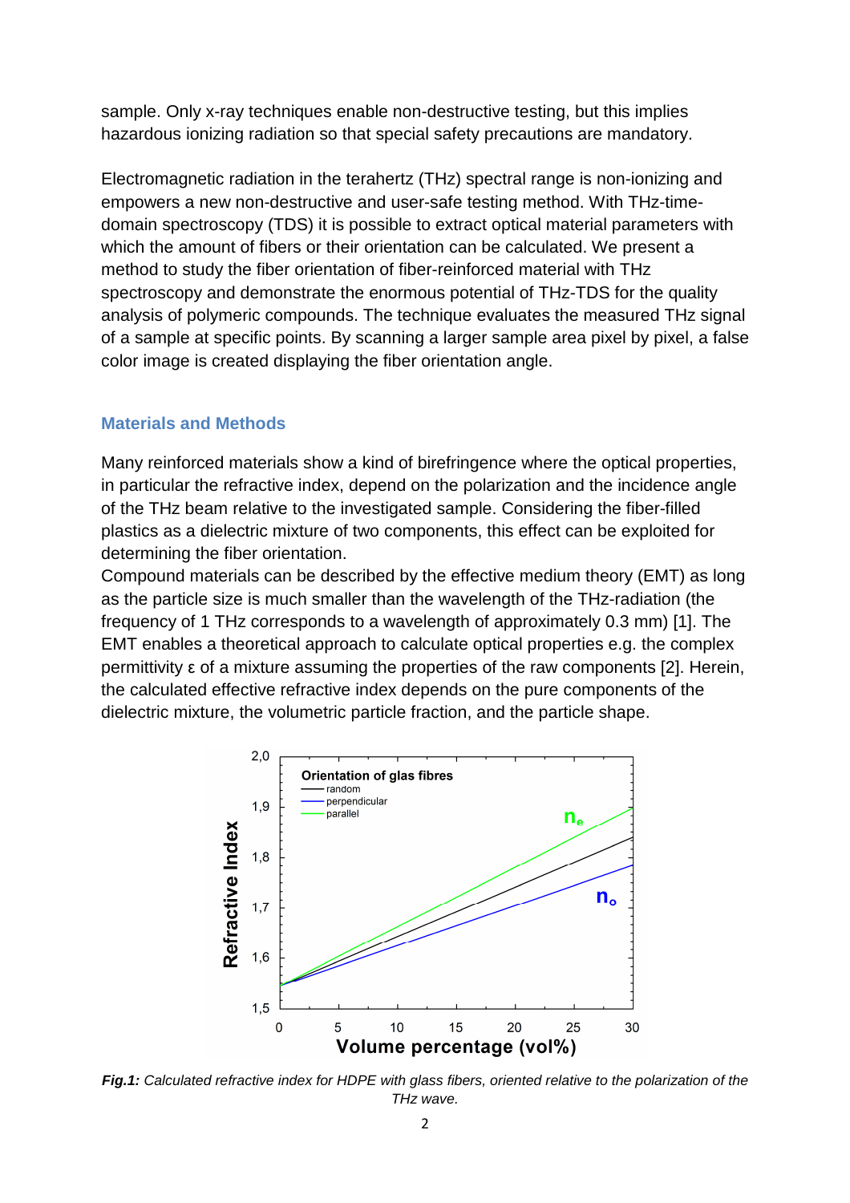sample. Only x-ray techniques enable non-destructive testing, but this implies hazardous ionizing radiation so that special safety precautions are mandatory.

Electromagnetic radiation in the terahertz (THz) spectral range is non-ionizing and empowers a new non-destructive and user-safe testing method. With THz-time-domain spectroscopy (TDS) it is possible to extract optical material parameters with which the amount of fibers or their orientation can be calculated. We present a method to study the fiber orientation of fiber-reinforced material with THz spectroscopy and demonstrate the enormous potential of THz-TDS for the quality analysis of polymeric compounds. The technique evaluates the measured THz signal of a sample at specific points. By scanning a larger sample area pixel by pixel, a false color image is created displaying the fiber orientation angle.

## Materials and Methods

Many reinforced materials show a kind of birefringence where the optical properties, in particular the refractive index, depend on the polarization and the incidence angle of the THz beam relative to the investigated sample. Considering the fiber-filled plastics as a dielectric mixture of two components, this effect can be exploited for determining the fiber orientation.

Compound materials can be described by the effective medium theory (EMT) as long as the particle size is much smaller than the wavelength of the THz-radiation (the frequency of 1 THz corresponds to a wavelength of approximately 0.3 mm) [1]. The EMT enables a theoretical approach to calculate optical properties e.g. the complex permittivity ε of a mixture assuming the properties of the raw components [2]. Herein, the calculated effective refractive index depends on the pure components of the dielectric mixture, the volumetric particle fraction, and the particle shape.

***Fig.1:*** *Calculated refractive index for HDPE with glass fibers, oriented relative to the polarization of the THz wave.*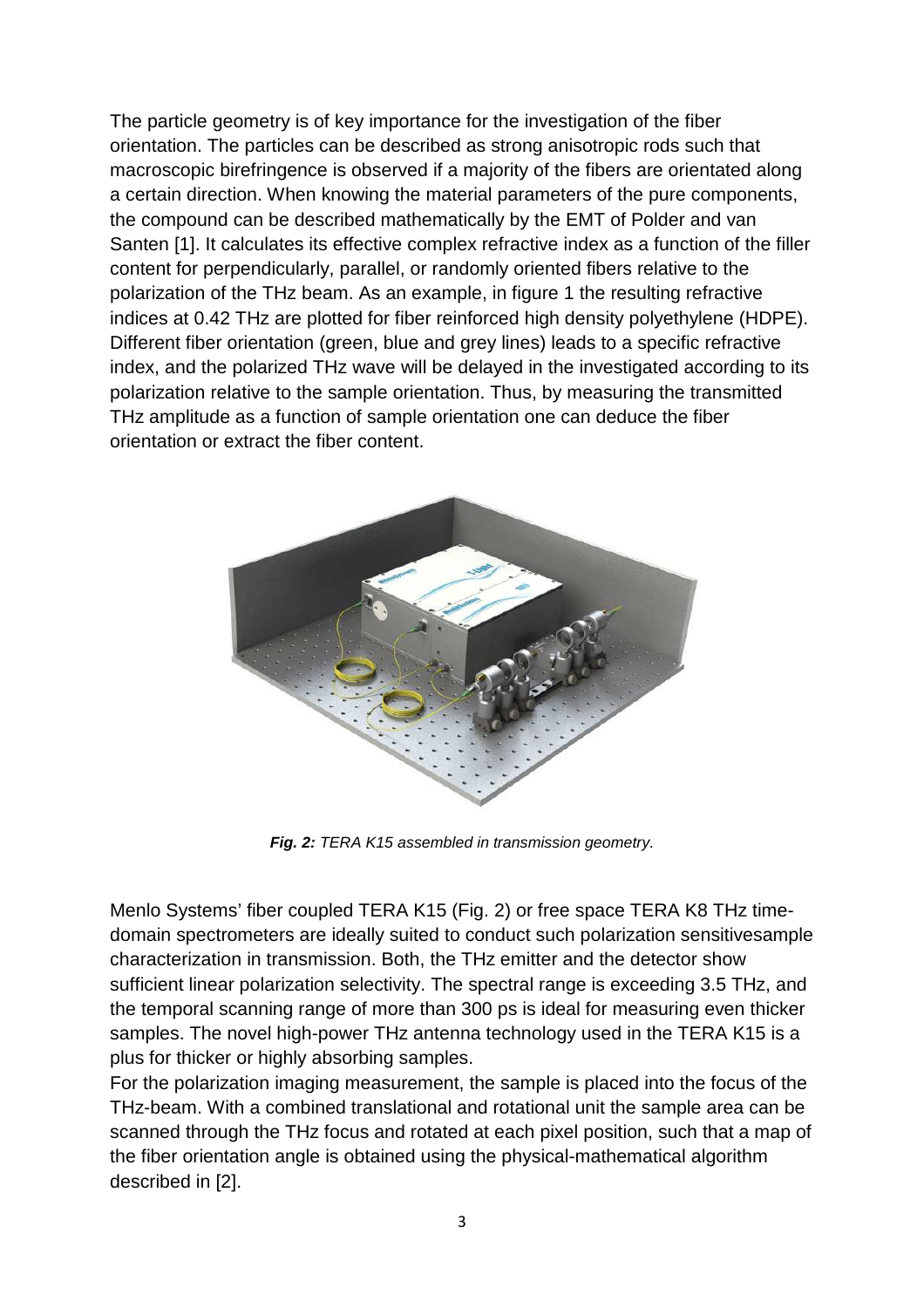The particle geometry is of key importance for the investigation of the fiber orientation. The particles can be described as strong anisotropic rods such that macroscopic birefringence is observed if a majority of the fibers are orientated along a certain direction. When knowing the material parameters of the pure components, the compound can be described mathematically by the EMT of Polder and van Santen [1]. It calculates its effective complex refractive index as a function of the filler content for perpendicularly, parallel, or randomly oriented fibers relative to the polarization of the THz beam. As an example, in figure 1 the resulting refractive indices at 0.42 THz are plotted for fiber reinforced high density polyethylene (HDPE). Different fiber orientation (green, blue and grey lines) leads to a specific refractive index, and the polarized THz wave will be delayed in the investigated according to its polarization relative to the sample orientation. Thus, by measuring the transmitted THz amplitude as a function of sample orientation one can deduce the fiber orientation or extract the fiber content.

***Fig. 2:*** *TERA K15 assembled in transmission geometry.*

Menlo Systems' fiber coupled TERA K15 (Fig. 2) or free space TERA K8 THz time-domain spectrometers are ideally suited to conduct such polarization sensitivesample characterization in transmission. Both, the THz emitter and the detector show sufficient linear polarization selectivity. The spectral range is exceeding 3.5 THz, and the temporal scanning range of more than 300 ps is ideal for measuring even thicker samples. The novel high-power THz antenna technology used in the TERA K15 is a plus for thicker or highly absorbing samples.

For the polarization imaging measurement, the sample is placed into the focus of the THz-beam. With a combined translational and rotational unit the sample area can be scanned through the THz focus and rotated at each pixel position, such that a map of the fiber orientation angle is obtained using the physical-mathematical algorithm described in [2].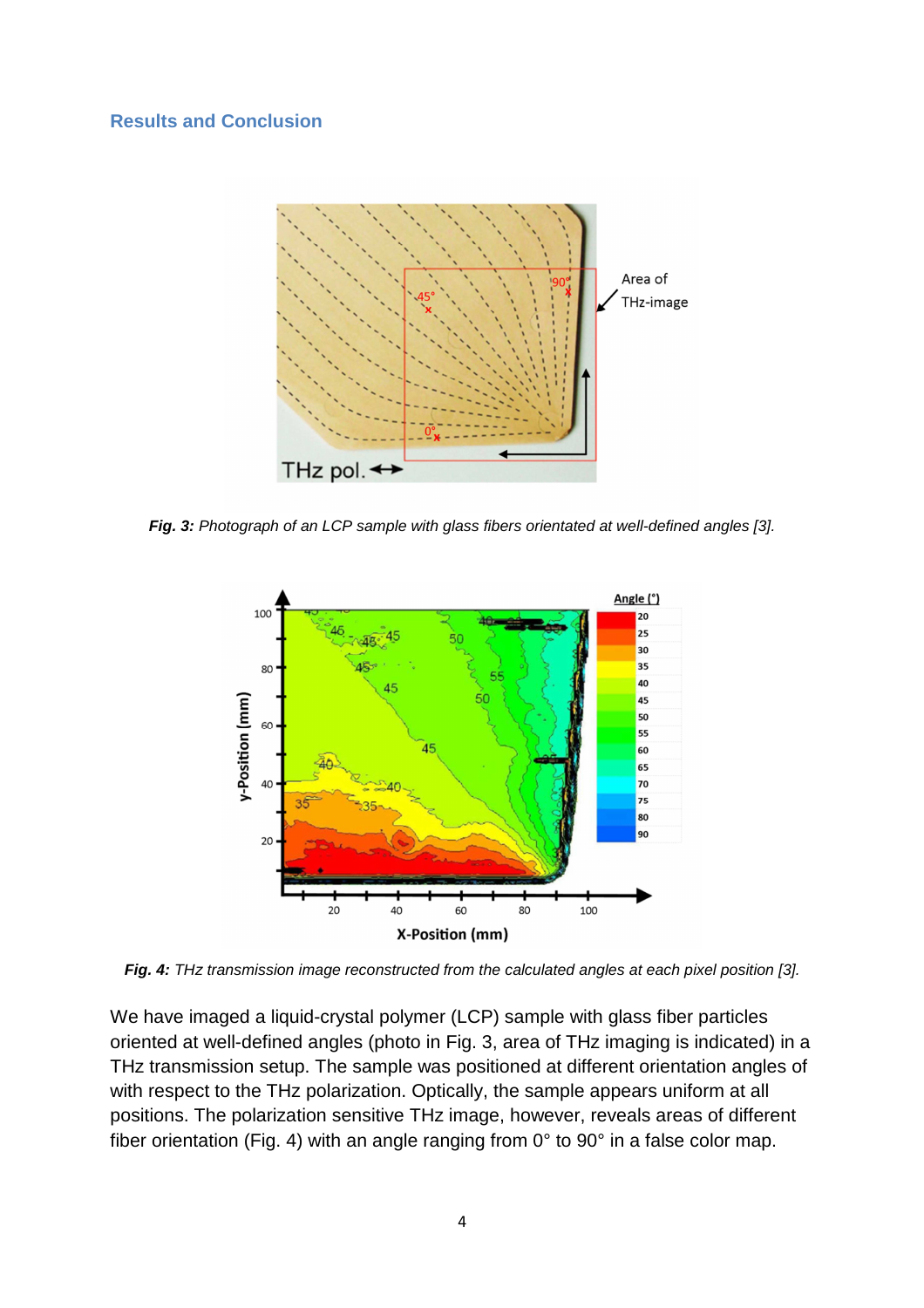## Results and Conclusion

***Fig. 3:*** *Photograph of an LCP sample with glass fibers orientated at well-defined angles [3].*

***Fig. 4:*** *THz transmission image reconstructed from the calculated angles at each pixel position [3].*

We have imaged a liquid-crystal polymer (LCP) sample with glass fiber particles oriented at well-defined angles (photo in Fig. 3, area of THz imaging is indicated) in a THz transmission setup. The sample was positioned at different orientation angles of with respect to the THz polarization. Optically, the sample appears uniform at all positions. The polarization sensitive THz image, however, reveals areas of different fiber orientation (Fig. 4) with an angle ranging from 0° to 90° in a false color map.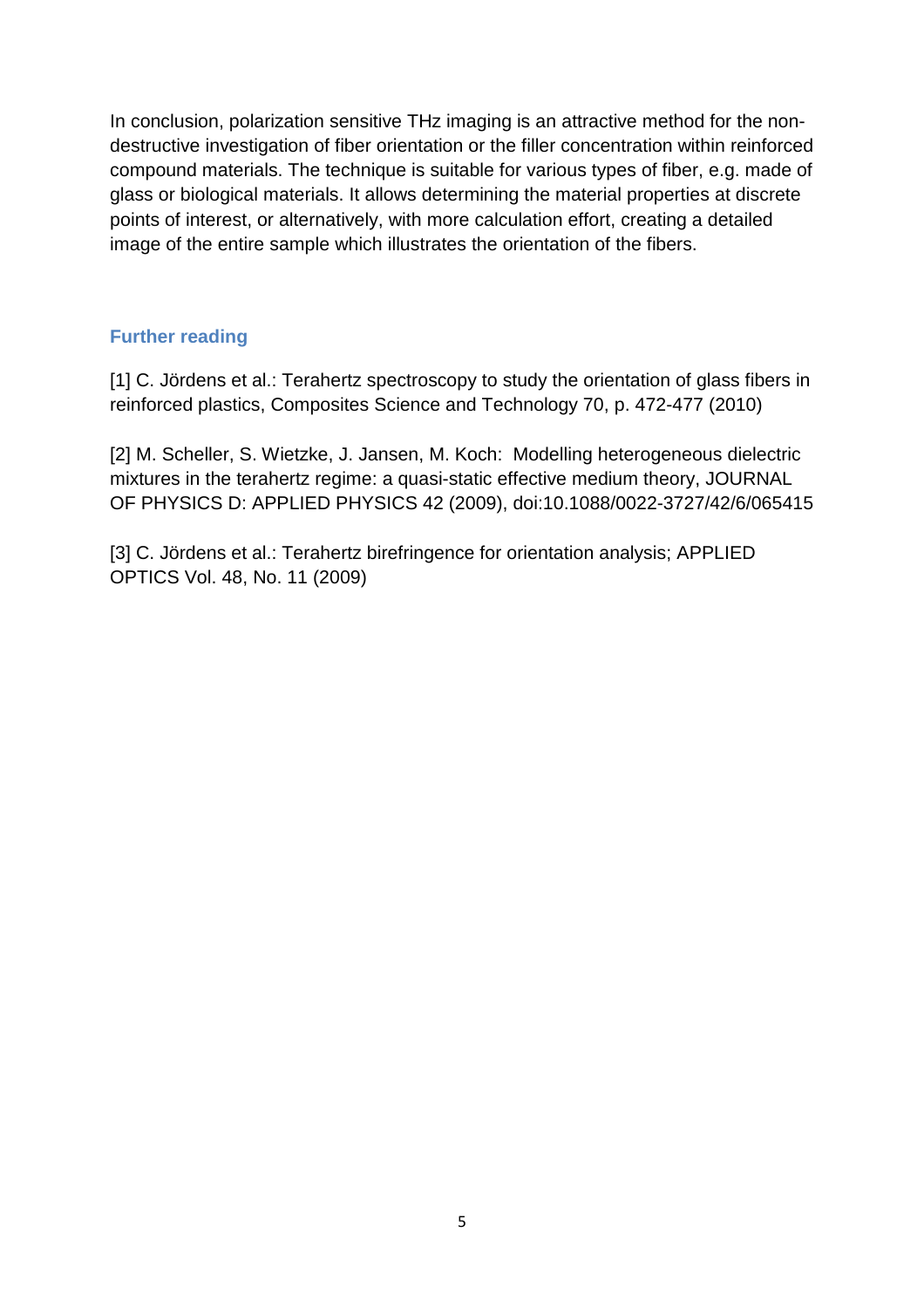In conclusion, polarization sensitive THz imaging is an attractive method for the non-destructive investigation of fiber orientation or the filler concentration within reinforced compound materials. The technique is suitable for various types of fiber, e.g. made of glass or biological materials. It allows determining the material properties at discrete points of interest, or alternatively, with more calculation effort, creating a detailed image of the entire sample which illustrates the orientation of the fibers.

## Further reading

[1] C. Jördens et al.: Terahertz spectroscopy to study the orientation of glass fibers in reinforced plastics, Composites Science and Technology 70, p. 472-477 (2010)

[2] M. Scheller, S. Wietzke, J. Jansen, M. Koch: Modelling heterogeneous dielectric mixtures in the terahertz regime: a quasi-static effective medium theory, JOURNAL OF PHYSICS D: APPLIED PHYSICS 42 (2009), doi:10.1088/0022-3727/42/6/065415

[3] C. Jördens et al.: Terahertz birefringence for orientation analysis; APPLIED OPTICS Vol. 48, No. 11 (2009)